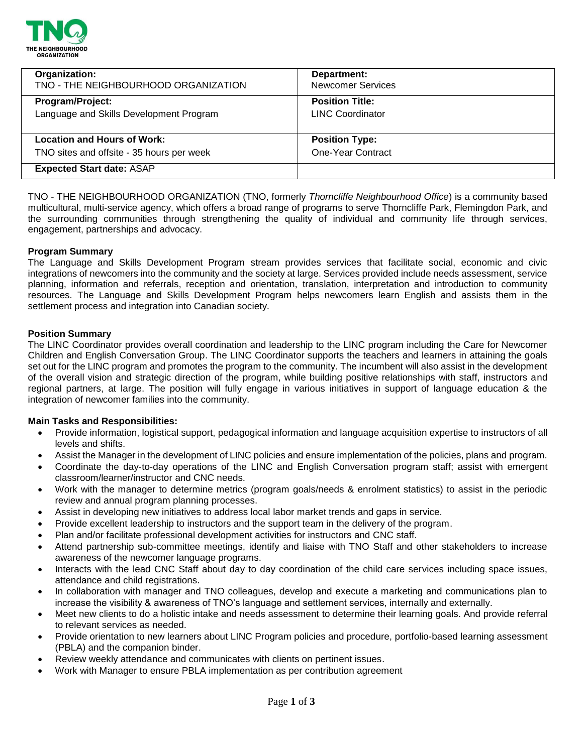| Organization: TNO - THE NEIGHBOURHOOD ORGANIZATION | Department: Newcomer Services |
| --- | --- |
| **Program/Project:** Language and Skills Development Program | **Position Title:** LINC Coordinator |
| **Location and Hours of Work:** TNO sites and offsite - 35 hours per week | **Position Type:** One-Year Contract |
| **Expected Start date:** ASAP | |

TNO - THE NEIGHBOURHOOD ORGANIZATION (TNO, formerly *Thorncliffe Neighbourhood Office*) is a community based multicultural, multi-service agency, which offers a broad range of programs to serve Thorncliffe Park, Flemingdon Park, and the surrounding communities through strengthening the quality of individual and community life through services, engagement, partnerships and advocacy.

**Program Summary**

The Language and Skills Development Program stream provides services that facilitate social, economic and civic integrations of newcomers into the community and the society at large. Services provided include needs assessment, service planning, information and referrals, reception and orientation, translation, interpretation and introduction to community resources. The Language and Skills Development Program helps newcomers learn English and assists them in the settlement process and integration into Canadian society.

**Position Summary**

The LINC Coordinator provides overall coordination and leadership to the LINC program including the Care for Newcomer Children and English Conversation Group. The LINC Coordinator supports the teachers and learners in attaining the goals set out for the LINC program and promotes the program to the community. The incumbent will also assist in the development of the overall vision and strategic direction of the program, while building positive relationships with staff, instructors and regional partners, at large. The position will fully engage in various initiatives in support of language education & the integration of newcomer families into the community.

**Main Tasks and Responsibilities:**

- Provide information, logistical support, pedagogical information and language acquisition expertise to instructors of all levels and shifts.
- Assist the Manager in the development of LINC policies and ensure implementation of the policies, plans and program.
- Coordinate the day-to-day operations of the LINC and English Conversation program staff; assist with emergent classroom/learner/instructor and CNC needs.
- Work with the manager to determine metrics (program goals/needs & enrolment statistics) to assist in the periodic review and annual program planning processes.
- Assist in developing new initiatives to address local labor market trends and gaps in service.
- Provide excellent leadership to instructors and the support team in the delivery of the program.
- Plan and/or facilitate professional development activities for instructors and CNC staff.
- Attend partnership sub-committee meetings, identify and liaise with TNO Staff and other stakeholders to increase awareness of the newcomer language programs.
- Interacts with the lead CNC Staff about day to day coordination of the child care services including space issues, attendance and child registrations.
- In collaboration with manager and TNO colleagues, develop and execute a marketing and communications plan to increase the visibility & awareness of TNO's language and settlement services, internally and externally.
- Meet new clients to do a holistic intake and needs assessment to determine their learning goals. And provide referral to relevant services as needed.
- Provide orientation to new learners about LINC Program policies and procedure, portfolio-based learning assessment (PBLA) and the companion binder.
- Review weekly attendance and communicates with clients on pertinent issues.
- Work with Manager to ensure PBLA implementation as per contribution agreement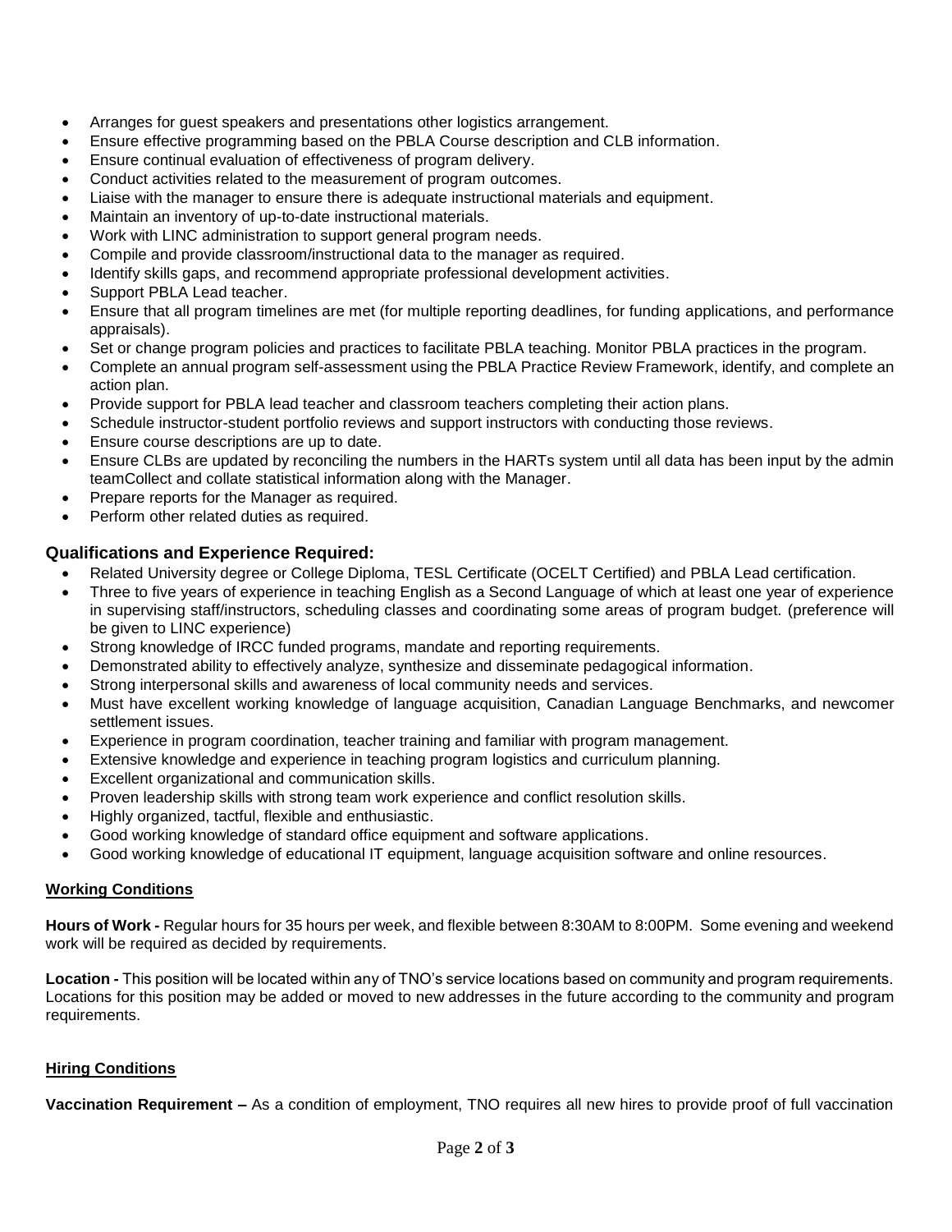- Arranges for guest speakers and presentations other logistics arrangement.
- Ensure effective programming based on the PBLA Course description and CLB information.
- Ensure continual evaluation of effectiveness of program delivery.
- Conduct activities related to the measurement of program outcomes.
- Liaise with the manager to ensure there is adequate instructional materials and equipment.
- Maintain an inventory of up-to-date instructional materials.
- Work with LINC administration to support general program needs.
- Compile and provide classroom/instructional data to the manager as required.
- Identify skills gaps, and recommend appropriate professional development activities.
- Support PBLA Lead teacher.
- Ensure that all program timelines are met (for multiple reporting deadlines, for funding applications, and performance appraisals).
- Set or change program policies and practices to facilitate PBLA teaching. Monitor PBLA practices in the program.
- Complete an annual program self-assessment using the PBLA Practice Review Framework, identify, and complete an action plan.
- Provide support for PBLA lead teacher and classroom teachers completing their action plans.
- Schedule instructor-student portfolio reviews and support instructors with conducting those reviews.
- Ensure course descriptions are up to date.
- Ensure CLBs are updated by reconciling the numbers in the HARTs system until all data has been input by the admin teamCollect and collate statistical information along with the Manager.
- Prepare reports for the Manager as required.
- Perform other related duties as required.

### Qualifications and Experience Required:

- Related University degree or College Diploma, TESL Certificate (OCELT Certified) and PBLA Lead certification.
- Three to five years of experience in teaching English as a Second Language of which at least one year of experience in supervising staff/instructors, scheduling classes and coordinating some areas of program budget. (preference will be given to LINC experience)
- Strong knowledge of IRCC funded programs, mandate and reporting requirements.
- Demonstrated ability to effectively analyze, synthesize and disseminate pedagogical information.
- Strong interpersonal skills and awareness of local community needs and services.
- Must have excellent working knowledge of language acquisition, Canadian Language Benchmarks, and newcomer settlement issues.
- Experience in program coordination, teacher training and familiar with program management.
- Extensive knowledge and experience in teaching program logistics and curriculum planning.
- Excellent organizational and communication skills.
- Proven leadership skills with strong team work experience and conflict resolution skills.
- Highly organized, tactful, flexible and enthusiastic.
- Good working knowledge of standard office equipment and software applications.
- Good working knowledge of educational IT equipment, language acquisition software and online resources.

**Working Conditions**

**Hours of Work -** Regular hours for 35 hours per week, and flexible between 8:30AM to 8:00PM. Some evening and weekend work will be required as decided by requirements.

**Location -** This position will be located within any of TNO's service locations based on community and program requirements. Locations for this position may be added or moved to new addresses in the future according to the community and program requirements.

**Hiring Conditions**

**Vaccination Requirement –** As a condition of employment, TNO requires all new hires to provide proof of full vaccination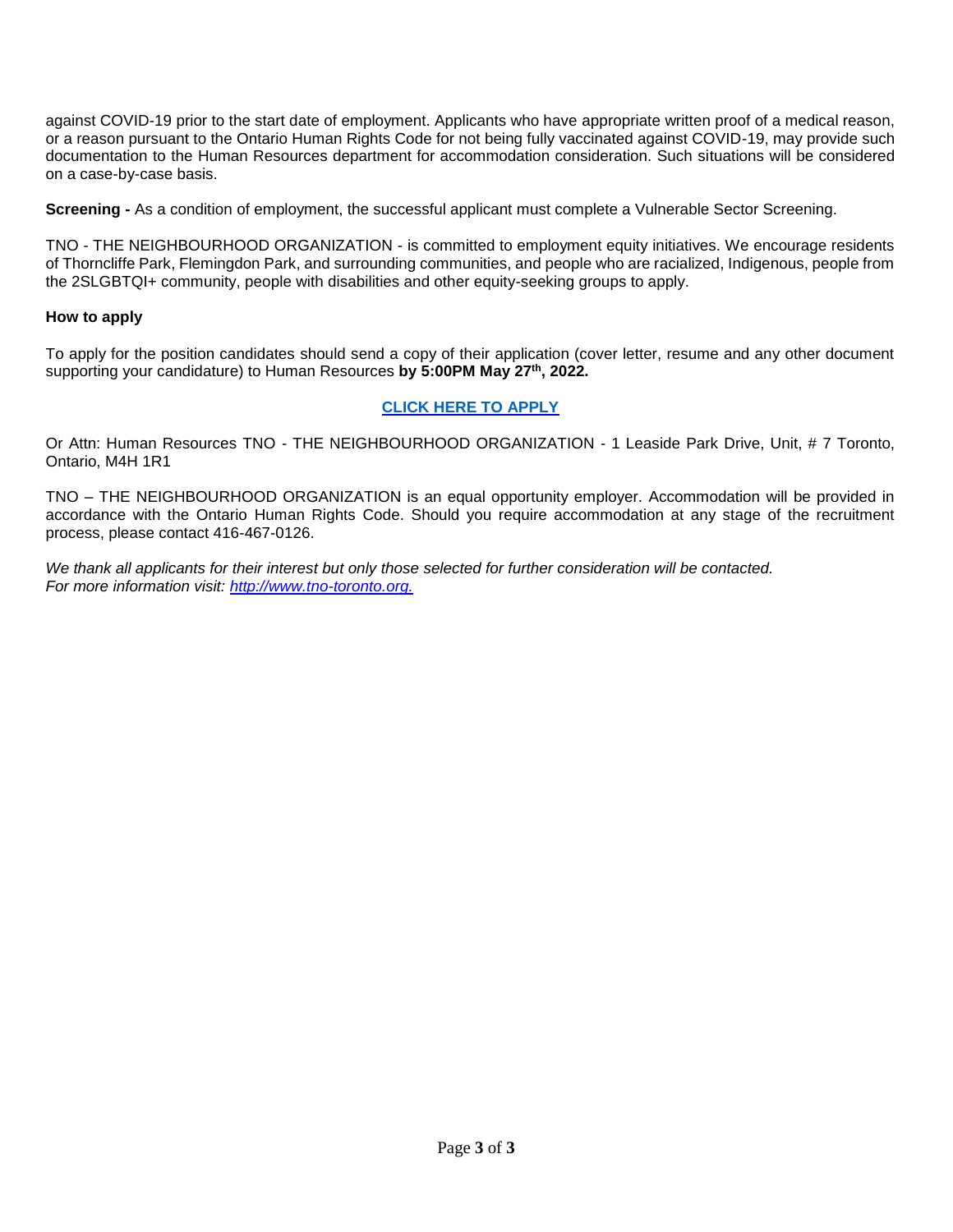against COVID-19 prior to the start date of employment. Applicants who have appropriate written proof of a medical reason, or a reason pursuant to the Ontario Human Rights Code for not being fully vaccinated against COVID-19, may provide such documentation to the Human Resources department for accommodation consideration. Such situations will be considered on a case-by-case basis.

**Screening -** As a condition of employment, the successful applicant must complete a Vulnerable Sector Screening.

TNO - THE NEIGHBOURHOOD ORGANIZATION - is committed to employment equity initiatives. We encourage residents of Thorncliffe Park, Flemingdon Park, and surrounding communities, and people who are racialized, Indigenous, people from the 2SLGBTQI+ community, people with disabilities and other equity-seeking groups to apply.

**How to apply**

To apply for the position candidates should send a copy of their application (cover letter, resume and any other document supporting your candidature) to Human Resources **by 5:00PM May 27th, 2022.**

**CLICK HERE TO APPLY**

Or Attn: Human Resources TNO - THE NEIGHBOURHOOD ORGANIZATION - 1 Leaside Park Drive, Unit, # 7 Toronto, Ontario, M4H 1R1

TNO – THE NEIGHBOURHOOD ORGANIZATION is an equal opportunity employer. Accommodation will be provided in accordance with the Ontario Human Rights Code. Should you require accommodation at any stage of the recruitment process, please contact 416-467-0126.

*We thank all applicants for their interest but only those selected for further consideration will be contacted.*
*For more information visit: http://www.tno-toronto.org.*